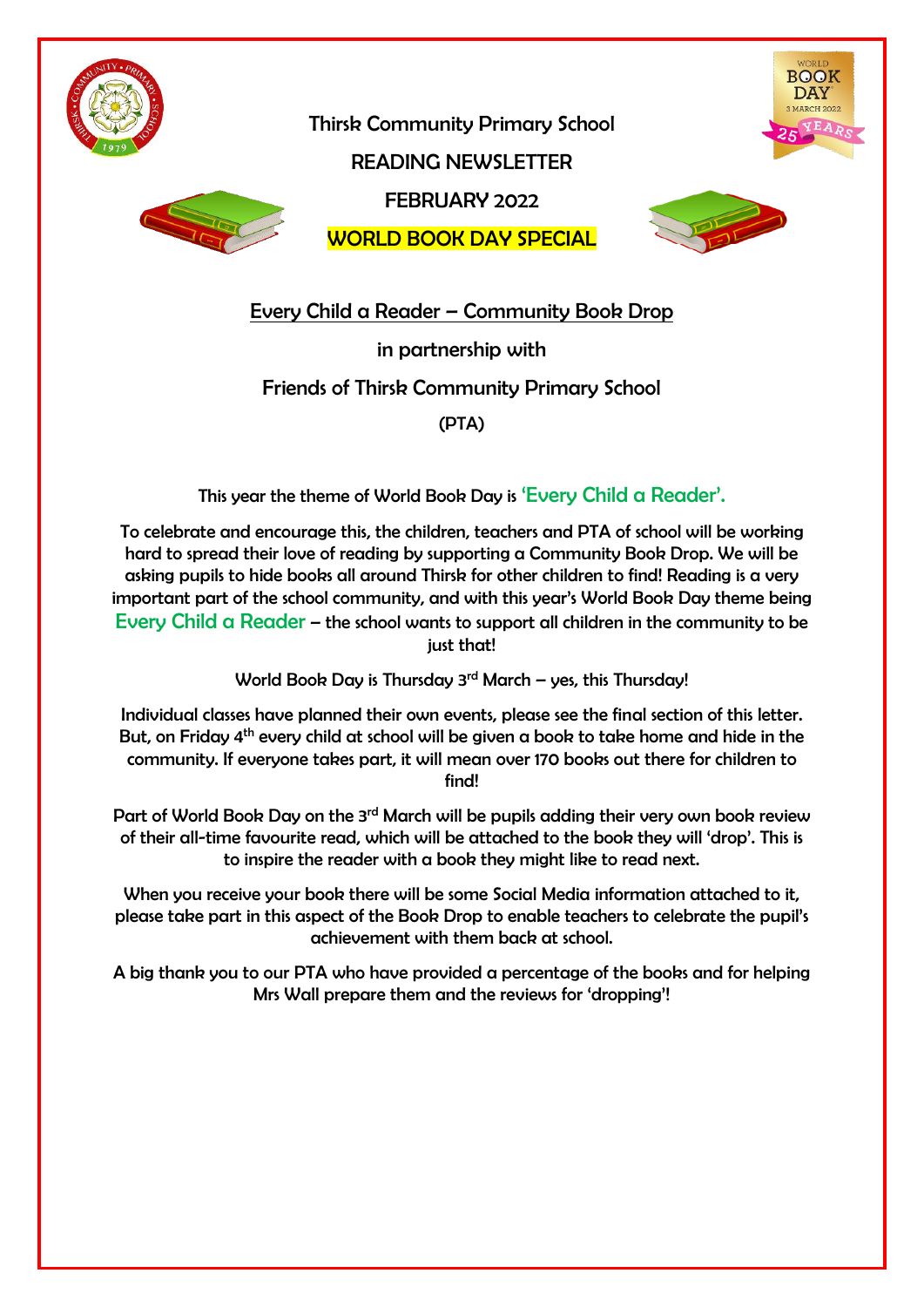# Thirsk Community Primary School

## READING NEWSLETTER

## FEBRUARY 2022

## WORLD BOOK DAY SPECIAL

### Every Child a Reader – Community Book Drop

in partnership with

Friends of Thirsk Community Primary School

(PTA)

This year the theme of World Book Day is 'Every Child a Reader'.

To celebrate and encourage this, the children, teachers and PTA of school will be working hard to spread their love of reading by supporting a Community Book Drop. We will be asking pupils to hide books all around Thirsk for other children to find! Reading is a very important part of the school community, and with this year's World Book Day theme being Every Child a Reader – the school wants to support all children in the community to be just that!

World Book Day is Thursday 3rd March – yes, this Thursday!

Individual classes have planned their own events, please see the final section of this letter. But, on Friday 4th every child at school will be given a book to take home and hide in the community. If everyone takes part, it will mean over 170 books out there for children to find!

Part of World Book Day on the 3rd March will be pupils adding their very own book review of their all-time favourite read, which will be attached to the book they will 'drop'. This is to inspire the reader with a book they might like to read next.

When you receive your book there will be some Social Media information attached to it, please take part in this aspect of the Book Drop to enable teachers to celebrate the pupil's achievement with them back at school.

A big thank you to our PTA who have provided a percentage of the books and for helping Mrs Wall prepare them and the reviews for 'dropping'!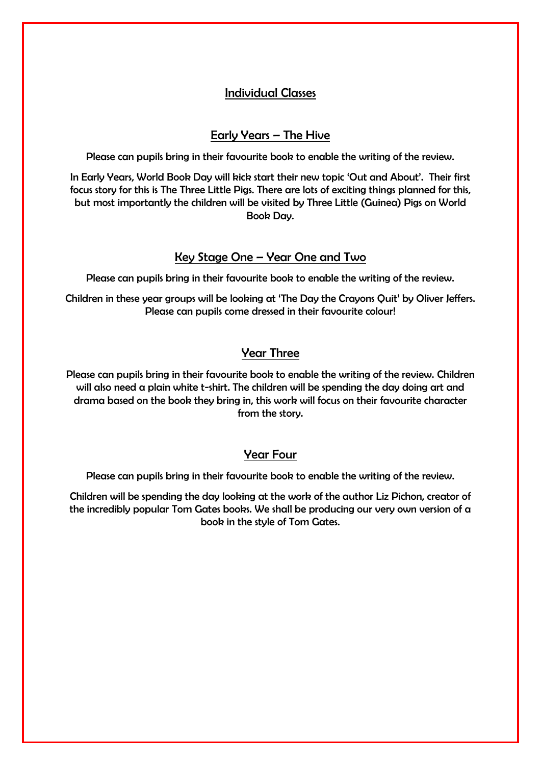## Individual Classes

### Early Years – The Hive

Please can pupils bring in their favourite book to enable the writing of the review.

In Early Years, World Book Day will kick start their new topic 'Out and About'. Their first focus story for this is The Three Little Pigs. There are lots of exciting things planned for this, but most importantly the children will be visited by Three Little (Guinea) Pigs on World Book Day.

### Key Stage One – Year One and Two

Please can pupils bring in their favourite book to enable the writing of the review.

Children in these year groups will be looking at 'The Day the Crayons Quit' by Oliver Jeffers. Please can pupils come dressed in their favourite colour!

### Year Three

Please can pupils bring in their favourite book to enable the writing of the review. Children will also need a plain white t-shirt. The children will be spending the day doing art and drama based on the book they bring in, this work will focus on their favourite character from the story.

### Year Four

Please can pupils bring in their favourite book to enable the writing of the review.

Children will be spending the day looking at the work of the author Liz Pichon, creator of the incredibly popular Tom Gates books. We shall be producing our very own version of a book in the style of Tom Gates.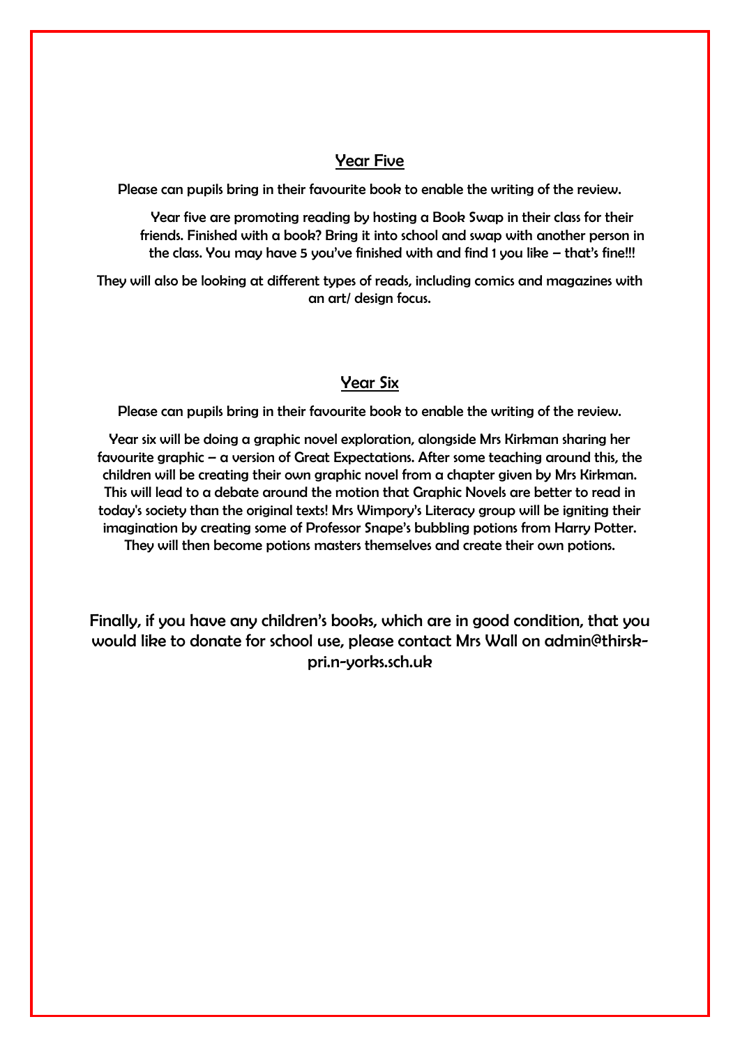## Year Five

Please can pupils bring in their favourite book to enable the writing of the review.

Year five are promoting reading by hosting a Book Swap in their class for their friends. Finished with a book? Bring it into school and swap with another person in the class. You may have 5 you've finished with and find 1 you like – that's fine!!!

They will also be looking at different types of reads, including comics and magazines with an art/ design focus.

## Year Six

Please can pupils bring in their favourite book to enable the writing of the review.

Year six will be doing a graphic novel exploration, alongside Mrs Kirkman sharing her favourite graphic – a version of Great Expectations. After some teaching around this, the children will be creating their own graphic novel from a chapter given by Mrs Kirkman. This will lead to a debate around the motion that Graphic Novels are better to read in today's society than the original texts! Mrs Wimpory's Literacy group will be igniting their imagination by creating some of Professor Snape's bubbling potions from Harry Potter. They will then become potions masters themselves and create their own potions.

Finally, if you have any children's books, which are in good condition, that you would like to donate for school use, please contact Mrs Wall on admin@thirsk-pri.n-yorks.sch.uk